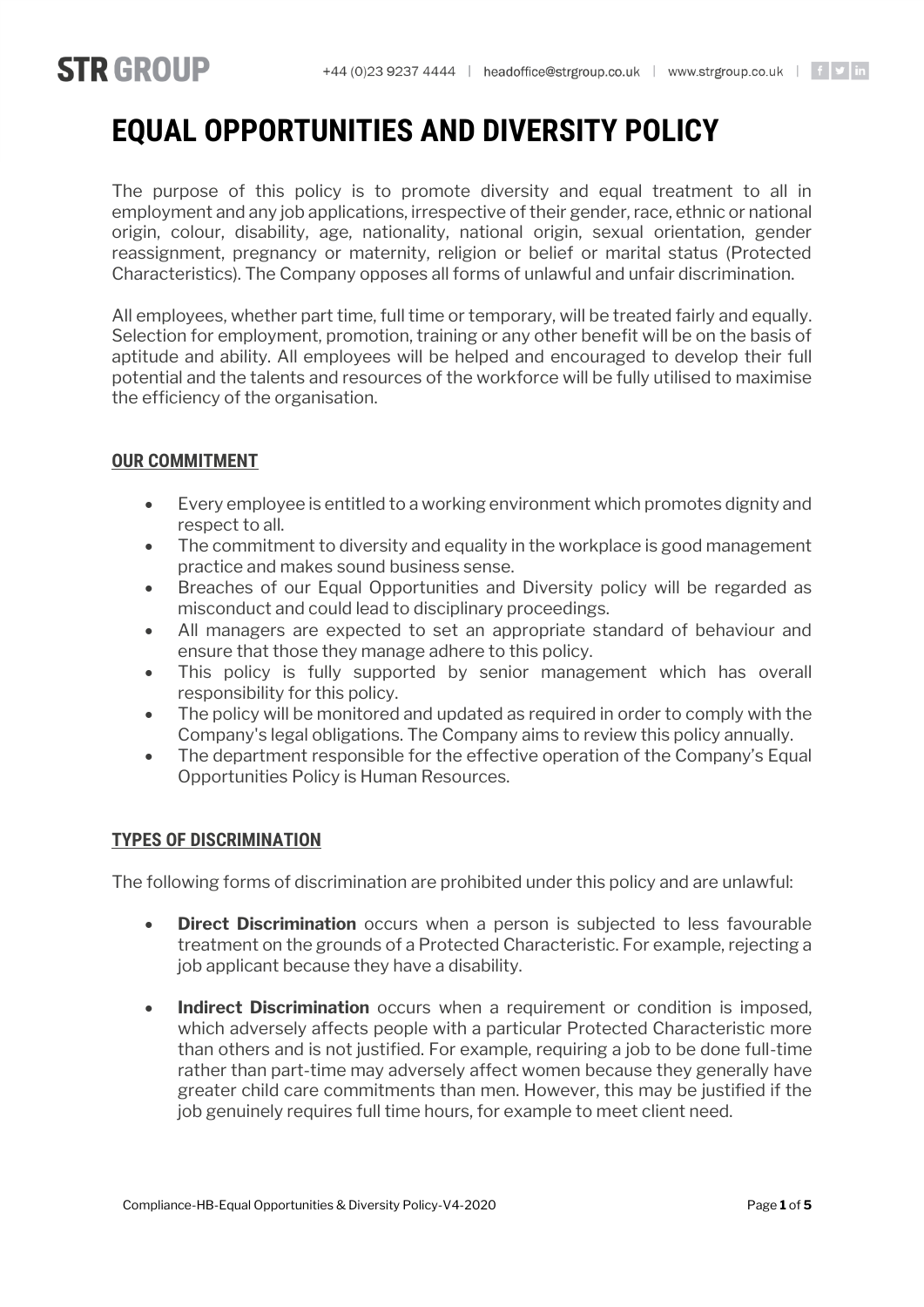# EQUAL OPPORTUNITIES AND DIVERSITY POLICY

The purpose of this policy is to promote diversity and equal treatment to all in employment and any job applications, irrespective of their gender, race, ethnic or national origin, colour, disability, age, nationality, national origin, sexual orientation, gender reassignment, pregnancy or maternity, religion or belief or marital status (Protected Characteristics). The Company opposes all forms of unlawful and unfair discrimination.

All employees, whether part time, full time or temporary, will be treated fairly and equally. Selection for employment, promotion, training or any other benefit will be on the basis of aptitude and ability. All employees will be helped and encouraged to develop their full potential and the talents and resources of the workforce will be fully utilised to maximise the efficiency of the organisation.

## OUR COMMITMENT

- Every employee is entitled to a working environment which promotes dignity and respect to all.
- The commitment to diversity and equality in the workplace is good management practice and makes sound business sense.
- Breaches of our Equal Opportunities and Diversity policy will be regarded as misconduct and could lead to disciplinary proceedings.
- All managers are expected to set an appropriate standard of behaviour and ensure that those they manage adhere to this policy.
- This policy is fully supported by senior management which has overall responsibility for this policy.
- The policy will be monitored and updated as required in order to comply with the Company's legal obligations. The Company aims to review this policy annually.
- The department responsible for the effective operation of the Company's Equal Opportunities Policy is Human Resources.

## TYPES OF DISCRIMINATION

The following forms of discrimination are prohibited under this policy and are unlawful:

- **Direct Discrimination** occurs when a person is subjected to less favourable treatment on the grounds of a Protected Characteristic. For example, rejecting a job applicant because they have a disability.

- **Indirect Discrimination** occurs when a requirement or condition is imposed, which adversely affects people with a particular Protected Characteristic more than others and is not justified. For example, requiring a job to be done full-time rather than part-time may adversely affect women because they generally have greater child care commitments than men. However, this may be justified if the job genuinely requires full time hours, for example to meet client need.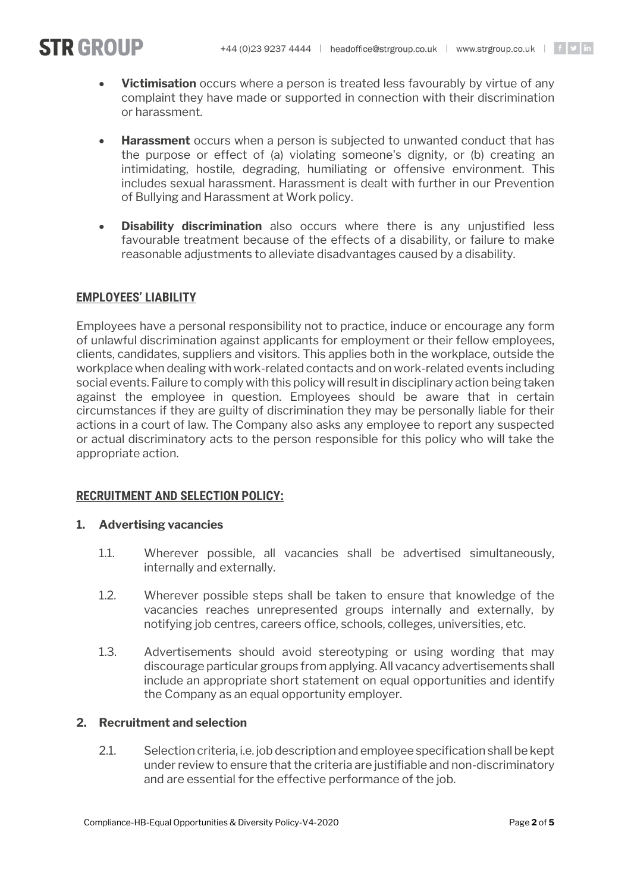- **Victimisation** occurs where a person is treated less favourably by virtue of any complaint they have made or supported in connection with their discrimination or harassment.

- **Harassment** occurs when a person is subjected to unwanted conduct that has the purpose or effect of (a) violating someone's dignity, or (b) creating an intimidating, hostile, degrading, humiliating or offensive environment. This includes sexual harassment. Harassment is dealt with further in our Prevention of Bullying and Harassment at Work policy.

- **Disability discrimination** also occurs where there is any unjustified less favourable treatment because of the effects of a disability, or failure to make reasonable adjustments to alleviate disadvantages caused by a disability.

## EMPLOYEES' LIABILITY

Employees have a personal responsibility not to practice, induce or encourage any form of unlawful discrimination against applicants for employment or their fellow employees, clients, candidates, suppliers and visitors. This applies both in the workplace, outside the workplace when dealing with work-related contacts and on work-related events including social events. Failure to comply with this policy will result in disciplinary action being taken against the employee in question. Employees should be aware that in certain circumstances if they are guilty of discrimination they may be personally liable for their actions in a court of law. The Company also asks any employee to report any suspected or actual discriminatory acts to the person responsible for this policy who will take the appropriate action.

## RECRUITMENT AND SELECTION POLICY:

**1. Advertising vacancies**

1.1. Wherever possible, all vacancies shall be advertised simultaneously, internally and externally.

1.2. Wherever possible steps shall be taken to ensure that knowledge of the vacancies reaches unrepresented groups internally and externally, by notifying job centres, careers office, schools, colleges, universities, etc.

1.3. Advertisements should avoid stereotyping or using wording that may discourage particular groups from applying. All vacancy advertisements shall include an appropriate short statement on equal opportunities and identify the Company as an equal opportunity employer.

**2. Recruitment and selection**

2.1. Selection criteria, i.e. job description and employee specification shall be kept under review to ensure that the criteria are justifiable and non-discriminatory and are essential for the effective performance of the job.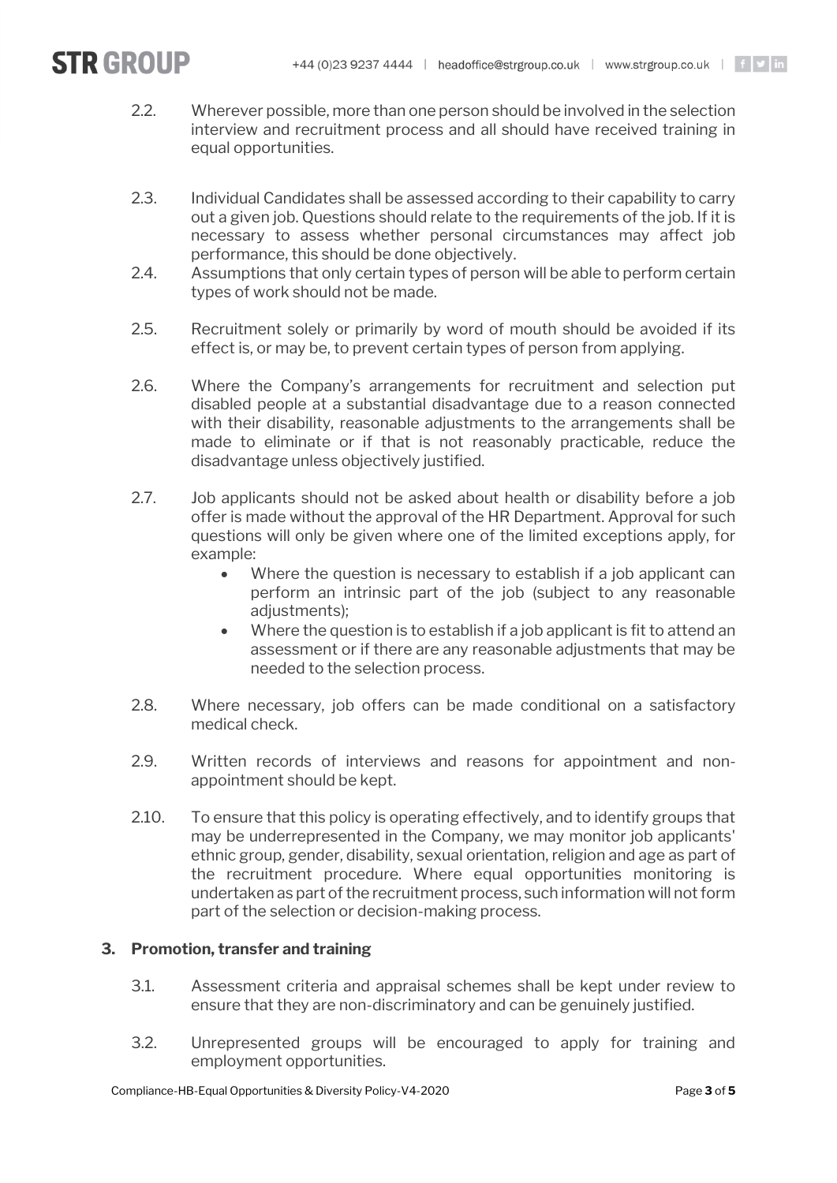2.2. Wherever possible, more than one person should be involved in the selection interview and recruitment process and all should have received training in equal opportunities.

2.3. Individual Candidates shall be assessed according to their capability to carry out a given job. Questions should relate to the requirements of the job. If it is necessary to assess whether personal circumstances may affect job performance, this should be done objectively.

2.4. Assumptions that only certain types of person will be able to perform certain types of work should not be made.

2.5. Recruitment solely or primarily by word of mouth should be avoided if its effect is, or may be, to prevent certain types of person from applying.

2.6. Where the Company's arrangements for recruitment and selection put disabled people at a substantial disadvantage due to a reason connected with their disability, reasonable adjustments to the arrangements shall be made to eliminate or if that is not reasonably practicable, reduce the disadvantage unless objectively justified.

2.7. Job applicants should not be asked about health or disability before a job offer is made without the approval of the HR Department. Approval for such questions will only be given where one of the limited exceptions apply, for example:

- Where the question is necessary to establish if a job applicant can perform an intrinsic part of the job (subject to any reasonable adjustments);
- Where the question is to establish if a job applicant is fit to attend an assessment or if there are any reasonable adjustments that may be needed to the selection process.

2.8. Where necessary, job offers can be made conditional on a satisfactory medical check.

2.9. Written records of interviews and reasons for appointment and non-appointment should be kept.

2.10. To ensure that this policy is operating effectively, and to identify groups that may be underrepresented in the Company, we may monitor job applicants' ethnic group, gender, disability, sexual orientation, religion and age as part of the recruitment procedure. Where equal opportunities monitoring is undertaken as part of the recruitment process, such information will not form part of the selection or decision-making process.

## 3. Promotion, transfer and training

3.1. Assessment criteria and appraisal schemes shall be kept under review to ensure that they are non-discriminatory and can be genuinely justified.

3.2. Unrepresented groups will be encouraged to apply for training and employment opportunities.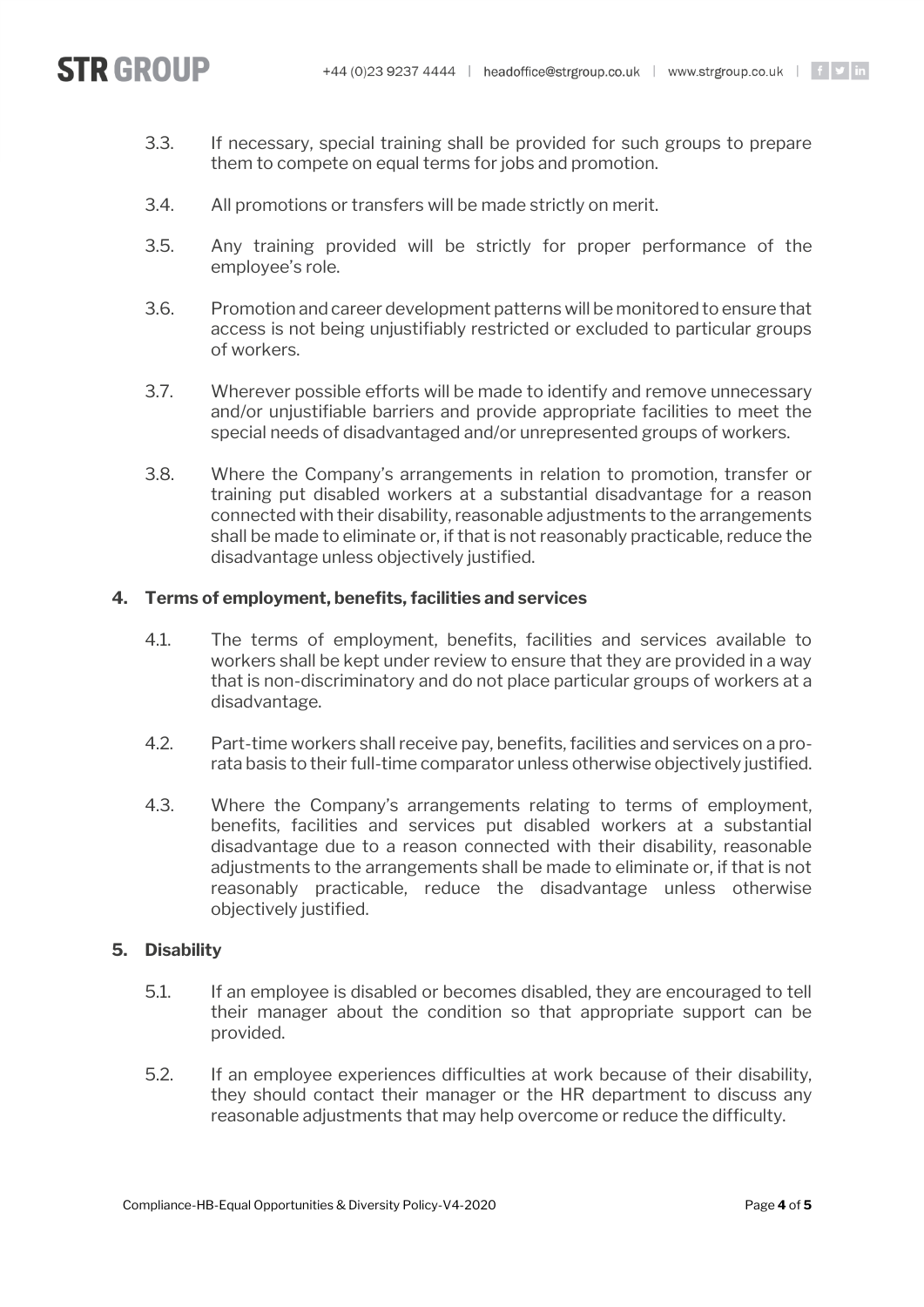3.3. If necessary, special training shall be provided for such groups to prepare them to compete on equal terms for jobs and promotion.

3.4. All promotions or transfers will be made strictly on merit.

3.5. Any training provided will be strictly for proper performance of the employee's role.

3.6. Promotion and career development patterns will be monitored to ensure that access is not being unjustifiably restricted or excluded to particular groups of workers.

3.7. Wherever possible efforts will be made to identify and remove unnecessary and/or unjustifiable barriers and provide appropriate facilities to meet the special needs of disadvantaged and/or unrepresented groups of workers.

3.8. Where the Company's arrangements in relation to promotion, transfer or training put disabled workers at a substantial disadvantage for a reason connected with their disability, reasonable adjustments to the arrangements shall be made to eliminate or, if that is not reasonably practicable, reduce the disadvantage unless objectively justified.

## 4. Terms of employment, benefits, facilities and services

4.1. The terms of employment, benefits, facilities and services available to workers shall be kept under review to ensure that they are provided in a way that is non-discriminatory and do not place particular groups of workers at a disadvantage.

4.2. Part-time workers shall receive pay, benefits, facilities and services on a pro-rata basis to their full-time comparator unless otherwise objectively justified.

4.3. Where the Company's arrangements relating to terms of employment, benefits, facilities and services put disabled workers at a substantial disadvantage due to a reason connected with their disability, reasonable adjustments to the arrangements shall be made to eliminate or, if that is not reasonably practicable, reduce the disadvantage unless otherwise objectively justified.

## 5. Disability

5.1. If an employee is disabled or becomes disabled, they are encouraged to tell their manager about the condition so that appropriate support can be provided.

5.2. If an employee experiences difficulties at work because of their disability, they should contact their manager or the HR department to discuss any reasonable adjustments that may help overcome or reduce the difficulty.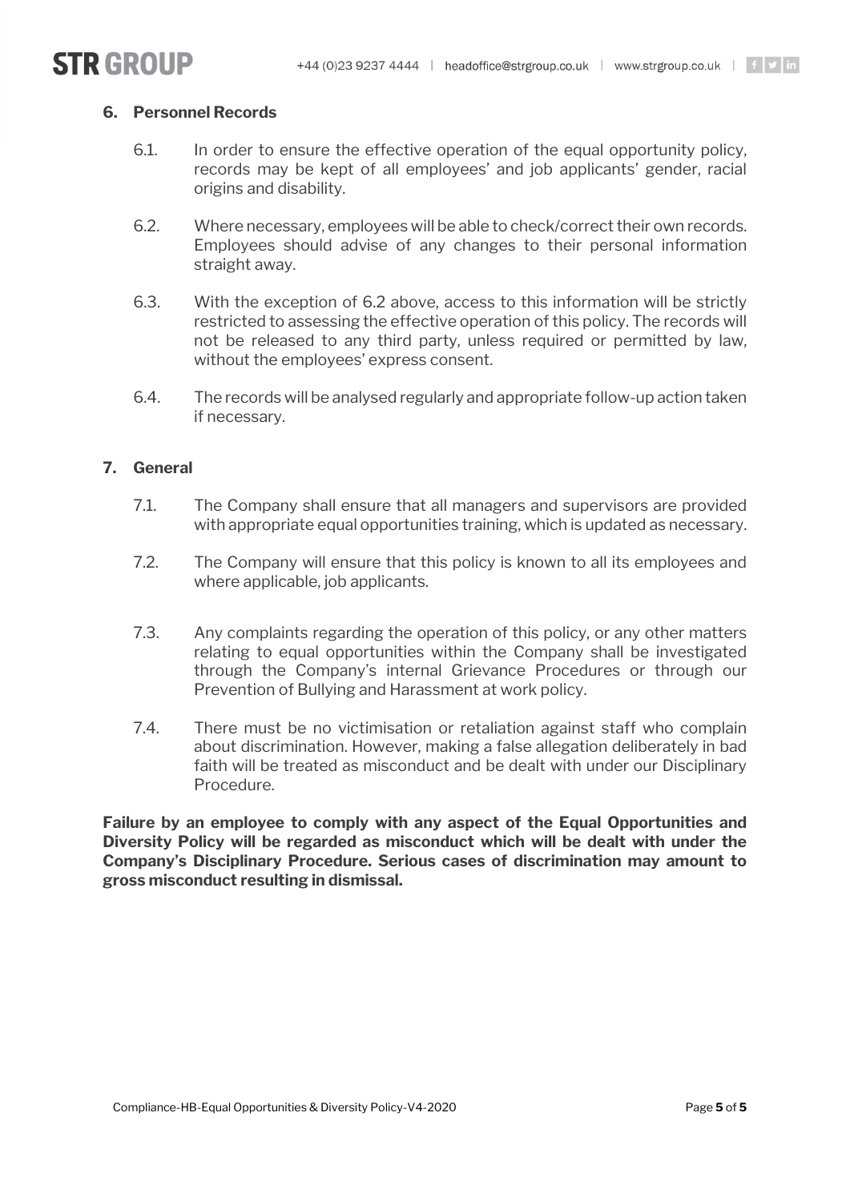## 6. Personnel Records

6.1. In order to ensure the effective operation of the equal opportunity policy, records may be kept of all employees' and job applicants' gender, racial origins and disability.

6.2. Where necessary, employees will be able to check/correct their own records. Employees should advise of any changes to their personal information straight away.

6.3. With the exception of 6.2 above, access to this information will be strictly restricted to assessing the effective operation of this policy. The records will not be released to any third party, unless required or permitted by law, without the employees' express consent.

6.4. The records will be analysed regularly and appropriate follow-up action taken if necessary.

## 7. General

7.1. The Company shall ensure that all managers and supervisors are provided with appropriate equal opportunities training, which is updated as necessary.

7.2. The Company will ensure that this policy is known to all its employees and where applicable, job applicants.

7.3. Any complaints regarding the operation of this policy, or any other matters relating to equal opportunities within the Company shall be investigated through the Company's internal Grievance Procedures or through our Prevention of Bullying and Harassment at work policy.

7.4. There must be no victimisation or retaliation against staff who complain about discrimination. However, making a false allegation deliberately in bad faith will be treated as misconduct and be dealt with under our Disciplinary Procedure.

**Failure by an employee to comply with any aspect of the Equal Opportunities and Diversity Policy will be regarded as misconduct which will be dealt with under the Company's Disciplinary Procedure. Serious cases of discrimination may amount to gross misconduct resulting in dismissal.**